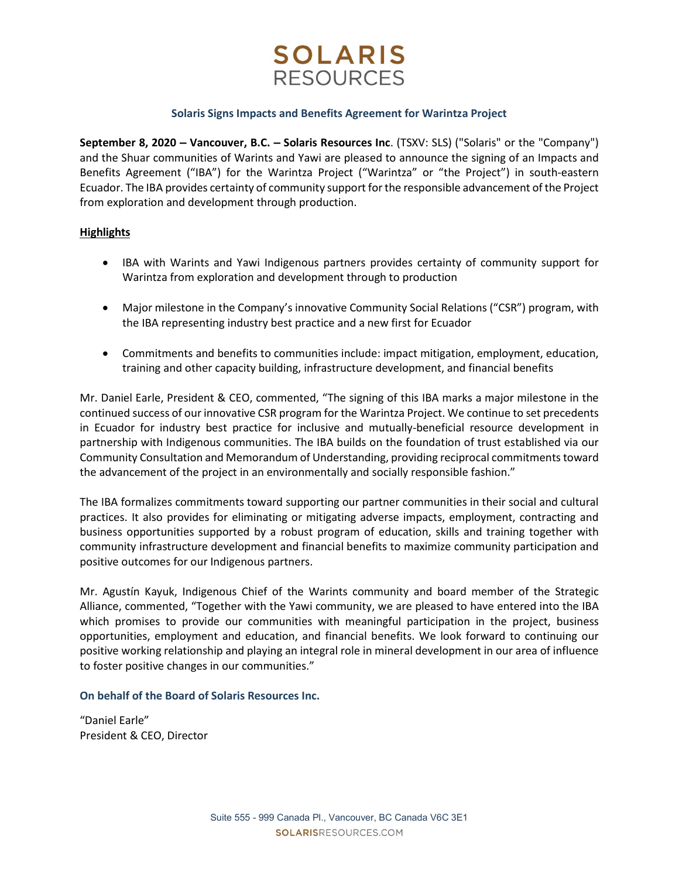# SOLARIS RESOURCES

## Solaris Signs Impacts and Benefits Agreement for Warintza Project

**September 8, 2020 – Vancouver, B.C. – Solaris Resources Inc**. (TSXV: SLS) ("Solaris" or the "Company") and the Shuar communities of Warints and Yawi are pleased to announce the signing of an Impacts and Benefits Agreement ("IBA") for the Warintza Project ("Warintza" or "the Project") in south-eastern Ecuador. The IBA provides certainty of community support for the responsible advancement of the Project from exploration and development through production.

**Highlights**

- IBA with Warints and Yawi Indigenous partners provides certainty of community support for Warintza from exploration and development through to production
- Major milestone in the Company's innovative Community Social Relations ("CSR") program, with the IBA representing industry best practice and a new first for Ecuador
- Commitments and benefits to communities include: impact mitigation, employment, education, training and other capacity building, infrastructure development, and financial benefits

Mr. Daniel Earle, President & CEO, commented, "The signing of this IBA marks a major milestone in the continued success of our innovative CSR program for the Warintza Project. We continue to set precedents in Ecuador for industry best practice for inclusive and mutually-beneficial resource development in partnership with Indigenous communities. The IBA builds on the foundation of trust established via our Community Consultation and Memorandum of Understanding, providing reciprocal commitments toward the advancement of the project in an environmentally and socially responsible fashion."

The IBA formalizes commitments toward supporting our partner communities in their social and cultural practices. It also provides for eliminating or mitigating adverse impacts, employment, contracting and business opportunities supported by a robust program of education, skills and training together with community infrastructure development and financial benefits to maximize community participation and positive outcomes for our Indigenous partners.

Mr. Agustín Kayuk, Indigenous Chief of the Warints community and board member of the Strategic Alliance, commented, "Together with the Yawi community, we are pleased to have entered into the IBA which promises to provide our communities with meaningful participation in the project, business opportunities, employment and education, and financial benefits. We look forward to continuing our positive working relationship and playing an integral role in mineral development in our area of influence to foster positive changes in our communities."

**On behalf of the Board of Solaris Resources Inc.**

"Daniel Earle"
President & CEO, Director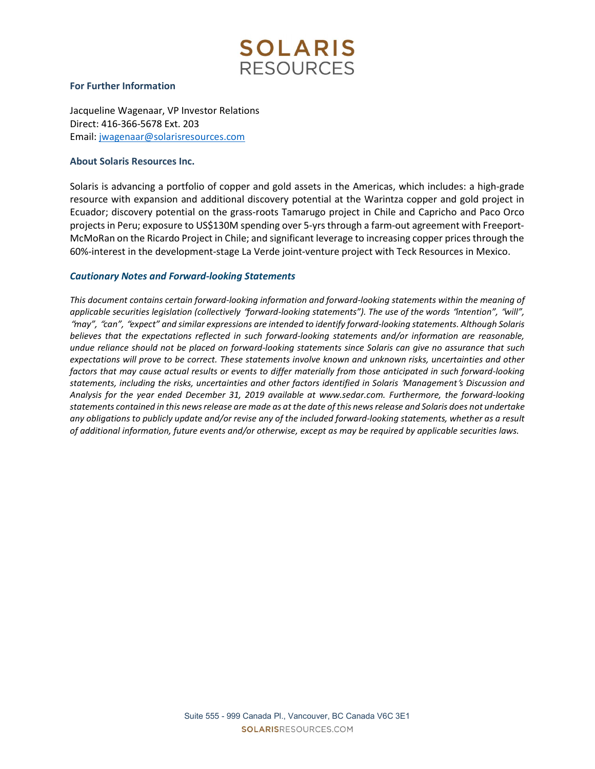**For Further Information**

Jacqueline Wagenaar, VP Investor Relations
Direct: 416-366-5678 Ext. 203
Email: jwagenaar@solarisresources.com

**About Solaris Resources Inc.**

Solaris is advancing a portfolio of copper and gold assets in the Americas, which includes: a high-grade resource with expansion and additional discovery potential at the Warintza copper and gold project in Ecuador; discovery potential on the grass-roots Tamarugo project in Chile and Capricho and Paco Orco projects in Peru; exposure to US$130M spending over 5-yrs through a farm-out agreement with Freeport-McMoRan on the Ricardo Project in Chile; and significant leverage to increasing copper prices through the 60%-interest in the development-stage La Verde joint-venture project with Teck Resources in Mexico.

***Cautionary Notes and Forward-looking Statements***

*This document contains certain forward-looking information and forward-looking statements within the meaning of applicable securities legislation (collectively "forward-looking statements"). The use of the words "intention", "will", "may", "can", "expect" and similar expressions are intended to identify forward-looking statements. Although Solaris believes that the expectations reflected in such forward-looking statements and/or information are reasonable, undue reliance should not be placed on forward-looking statements since Solaris can give no assurance that such expectations will prove to be correct. These statements involve known and unknown risks, uncertainties and other factors that may cause actual results or events to differ materially from those anticipated in such forward-looking statements, including the risks, uncertainties and other factors identified in Solaris 'Management's Discussion and Analysis for the year ended December 31, 2019 available at www.sedar.com. Furthermore, the forward-looking statements contained in this news release are made as at the date of this news release and Solaris does not undertake any obligations to publicly update and/or revise any of the included forward-looking statements, whether as a result of additional information, future events and/or otherwise, except as may be required by applicable securities laws.*